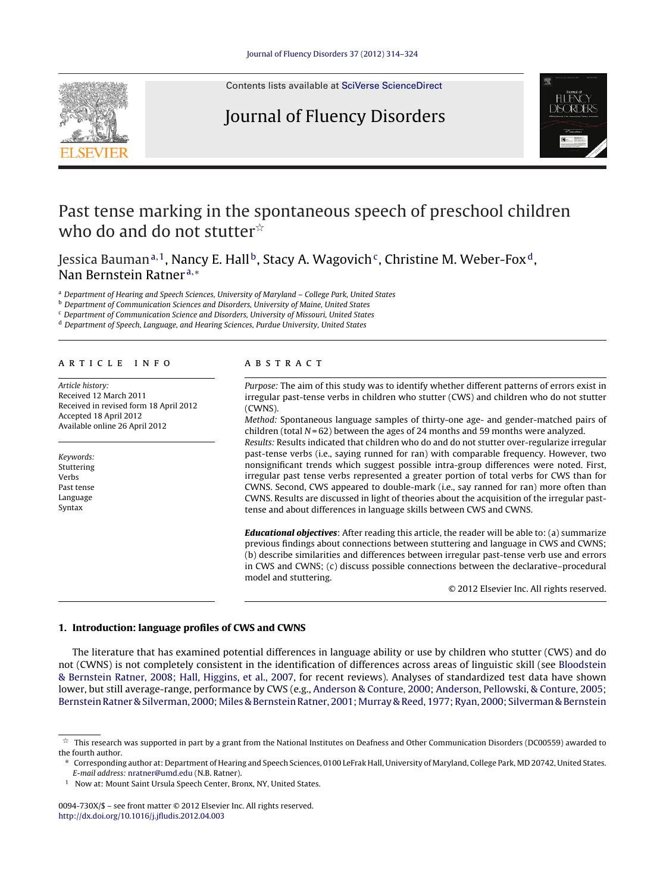# Past tense marking in the spontaneous speech of preschool children who do and do not stutter[☆]

Jessica Bauman[a,1], Nancy E. Hall[b], Stacy A. Wagovich[c], Christine M. Weber-Fox[d], Nan Bernstein Ratner[a,*]

[a] Department of Hearing and Speech Sciences, University of Maryland – College Park, United States
[b] Department of Communication Sciences and Disorders, University of Maine, United States
[c] Department of Communication Science and Disorders, University of Missouri, United States
[d] Department of Speech, Language, and Hearing Sciences, Purdue University, United States

## ARTICLE INFO

*Article history:*
Received 12 March 2011
Received in revised form 18 April 2012
Accepted 18 April 2012
Available online 26 April 2012

*Keywords:*
Stuttering
Verbs
Past tense
Language
Syntax

## ABSTRACT

*Purpose:* The aim of this study was to identify whether different patterns of errors exist in irregular past-tense verbs in children who stutter (CWS) and children who do not stutter (CWNS).

*Method:* Spontaneous language samples of thirty-one age- and gender-matched pairs of children (total $N = 62$) between the ages of 24 months and 59 months were analyzed.

*Results:* Results indicated that children who do and do not stutter over-regularize irregular past-tense verbs (i.e., saying runned for ran) with comparable frequency. However, two nonsignificant trends which suggest possible intra-group differences were noted. First, irregular past tense verbs represented a greater portion of total verbs for CWS than for CWNS. Second, CWS appeared to double-mark (i.e., say ranned for ran) more often than CWNS. Results are discussed in light of theories about the acquisition of the irregular past-tense and about differences in language skills between CWS and CWNS.

***Educational objectives***: After reading this article, the reader will be able to: (a) summarize previous findings about connections between stuttering and language in CWS and CWNS; (b) describe similarities and differences between irregular past-tense verb use and errors in CWS and CWNS; (c) discuss possible connections between the declarative–procedural model and stuttering.

© 2012 Elsevier Inc. All rights reserved.

## 1. Introduction: language profiles of CWS and CWNS

The literature that has examined potential differences in language ability or use by children who stutter (CWS) and do not (CWNS) is not completely consistent in the identification of differences across areas of linguistic skill (see Bloodstein & Bernstein Ratner, 2008; Hall, Higgins, et al., 2007, for recent reviews). Analyses of standardized test data have shown lower, but still average-range, performance by CWS (e.g., Anderson & Conture, 2000; Anderson, Pellowski, & Conture, 2005; Bernstein Ratner & Silverman, 2000; Miles & Bernstein Ratner, 2001; Murray & Reed, 1977; Ryan, 2000; Silverman & Bernstein

---

[☆] This research was supported in part by a grant from the National Institutes on Deafness and Other Communication Disorders (DC00559) awarded to the fourth author.

[*] Corresponding author at: Department of Hearing and Speech Sciences, 0100 LeFrak Hall, University of Maryland, College Park, MD 20742, United States. *E-mail address:* nratner@umd.edu (N.B. Ratner).

[1] Now at: Mount Saint Ursula Speech Center, Bronx, NY, United States.

0094-730X/$ – see front matter © 2012 Elsevier Inc. All rights reserved.
http://dx.doi.org/10.1016/j.jfludis.2012.04.003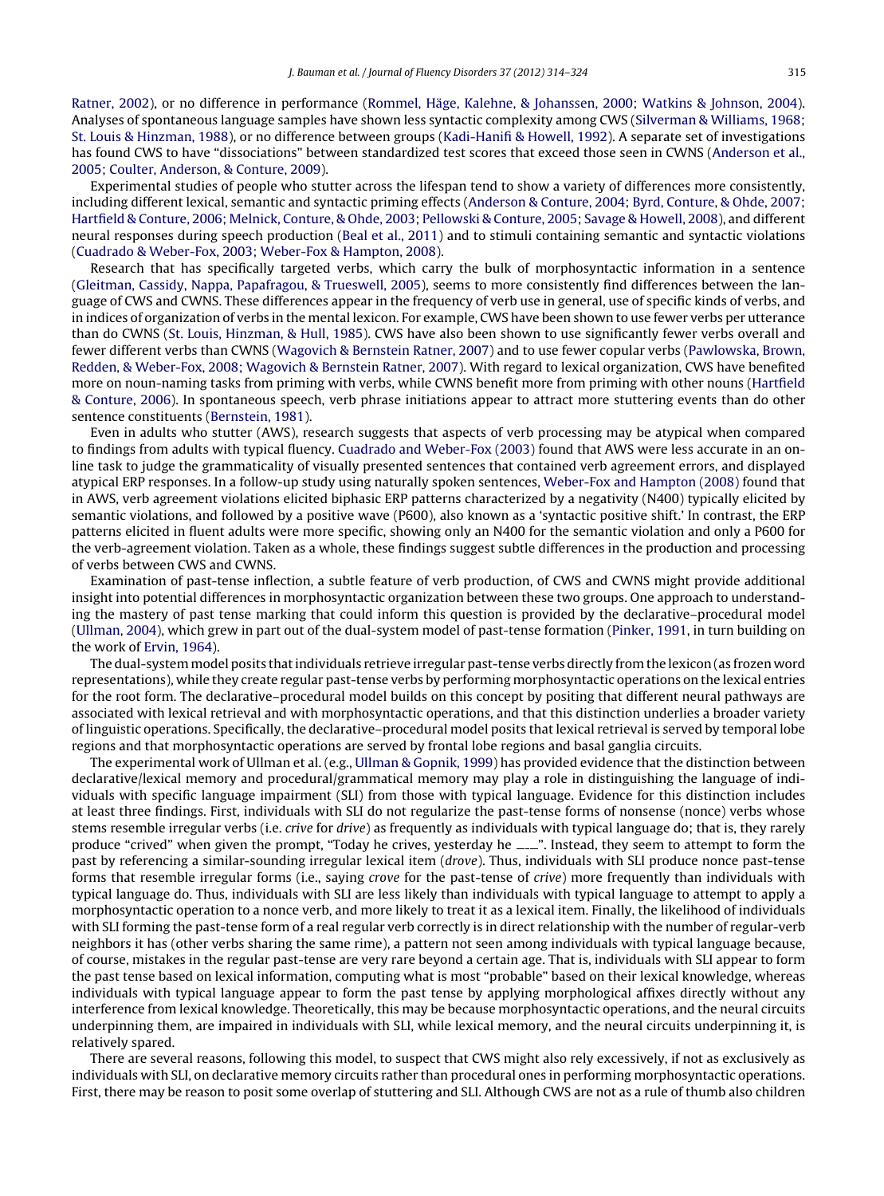Ratner, 2002), or no difference in performance (Rommel, Häge, Kalehne, & Johanssen, 2000; Watkins & Johnson, 2004). Analyses of spontaneous language samples have shown less syntactic complexity among CWS (Silverman & Williams, 1968; St. Louis & Hinzman, 1988), or no difference between groups (Kadi-Hanifi & Howell, 1992). A separate set of investigations has found CWS to have "dissociations" between standardized test scores that exceed those seen in CWNS (Anderson et al., 2005; Coulter, Anderson, & Conture, 2009).

Experimental studies of people who stutter across the lifespan tend to show a variety of differences more consistently, including different lexical, semantic and syntactic priming effects (Anderson & Conture, 2004; Byrd, Conture, & Ohde, 2007; Hartfield & Conture, 2006; Melnick, Conture, & Ohde, 2003; Pellowski & Conture, 2005; Savage & Howell, 2008), and different neural responses during speech production (Beal et al., 2011) and to stimuli containing semantic and syntactic violations (Cuadrado & Weber-Fox, 2003; Weber-Fox & Hampton, 2008).

Research that has specifically targeted verbs, which carry the bulk of morphosyntactic information in a sentence (Gleitman, Cassidy, Nappa, Papafragou, & Trueswell, 2005), seems to more consistently find differences between the language of CWS and CWNS. These differences appear in the frequency of verb use in general, use of specific kinds of verbs, and in indices of organization of verbs in the mental lexicon. For example, CWS have been shown to use fewer verbs per utterance than do CWNS (St. Louis, Hinzman, & Hull, 1985). CWS have also been shown to use significantly fewer verbs overall and fewer different verbs than CWNS (Wagovich & Bernstein Ratner, 2007) and to use fewer copular verbs (Pawlowska, Brown, Redden, & Weber-Fox, 2008; Wagovich & Bernstein Ratner, 2007). With regard to lexical organization, CWS have benefited more on noun-naming tasks from priming with verbs, while CWNS benefit more from priming with other nouns (Hartfield & Conture, 2006). In spontaneous speech, verb phrase initiations appear to attract more stuttering events than do other sentence constituents (Bernstein, 1981).

Even in adults who stutter (AWS), research suggests that aspects of verb processing may be atypical when compared to findings from adults with typical fluency. Cuadrado and Weber-Fox (2003) found that AWS were less accurate in an on-line task to judge the grammaticality of visually presented sentences that contained verb agreement errors, and displayed atypical ERP responses. In a follow-up study using naturally spoken sentences, Weber-Fox and Hampton (2008) found that in AWS, verb agreement violations elicited biphasic ERP patterns characterized by a negativity (N400) typically elicited by semantic violations, and followed by a positive wave (P600), also known as a 'syntactic positive shift.' In contrast, the ERP patterns elicited in fluent adults were more specific, showing only an N400 for the semantic violation and only a P600 for the verb-agreement violation. Taken as a whole, these findings suggest subtle differences in the production and processing of verbs between CWS and CWNS.

Examination of past-tense inflection, a subtle feature of verb production, of CWS and CWNS might provide additional insight into potential differences in morphosyntactic organization between these two groups. One approach to understanding the mastery of past tense marking that could inform this question is provided by the declarative–procedural model (Ullman, 2004), which grew in part out of the dual-system model of past-tense formation (Pinker, 1991, in turn building on the work of Ervin, 1964).

The dual-system model posits that individuals retrieve irregular past-tense verbs directly from the lexicon (as frozen word representations), while they create regular past-tense verbs by performing morphosyntactic operations on the lexical entries for the root form. The declarative–procedural model builds on this concept by positing that different neural pathways are associated with lexical retrieval and with morphosyntactic operations, and that this distinction underlies a broader variety of linguistic operations. Specifically, the declarative–procedural model posits that lexical retrieval is served by temporal lobe regions and that morphosyntactic operations are served by frontal lobe regions and basal ganglia circuits.

The experimental work of Ullman et al. (e.g., Ullman & Gopnik, 1999) has provided evidence that the distinction between declarative/lexical memory and procedural/grammatical memory may play a role in distinguishing the language of individuals with specific language impairment (SLI) from those with typical language. Evidence for this distinction includes at least three findings. First, individuals with SLI do not regularize the past-tense forms of nonsense (nonce) verbs whose stems resemble irregular verbs (i.e. *crive* for *drive*) as frequently as individuals with typical language do; that is, they rarely produce "crived" when given the prompt, "Today he crives, yesterday he ___". Instead, they seem to attempt to form the past by referencing a similar-sounding irregular lexical item (*drove*). Thus, individuals with SLI produce nonce past-tense forms that resemble irregular forms (i.e., saying *crove* for the past-tense of *crive*) more frequently than individuals with typical language do. Thus, individuals with SLI are less likely than individuals with typical language to attempt to apply a morphosyntactic operation to a nonce verb, and more likely to treat it as a lexical item. Finally, the likelihood of individuals with SLI forming the past-tense form of a real regular verb correctly is in direct relationship with the number of regular-verb neighbors it has (other verbs sharing the same rime), a pattern not seen among individuals with typical language because, of course, mistakes in the regular past-tense are very rare beyond a certain age. That is, individuals with SLI appear to form the past tense based on lexical information, computing what is most "probable" based on their lexical knowledge, whereas individuals with typical language appear to form the past tense by applying morphological affixes directly without any interference from lexical knowledge. Theoretically, this may be because morphosyntactic operations, and the neural circuits underpinning them, are impaired in individuals with SLI, while lexical memory, and the neural circuits underpinning it, is relatively spared.

There are several reasons, following this model, to suspect that CWS might also rely excessively, if not as exclusively as individuals with SLI, on declarative memory circuits rather than procedural ones in performing morphosyntactic operations. First, there may be reason to posit some overlap of stuttering and SLI. Although CWS are not as a rule of thumb also children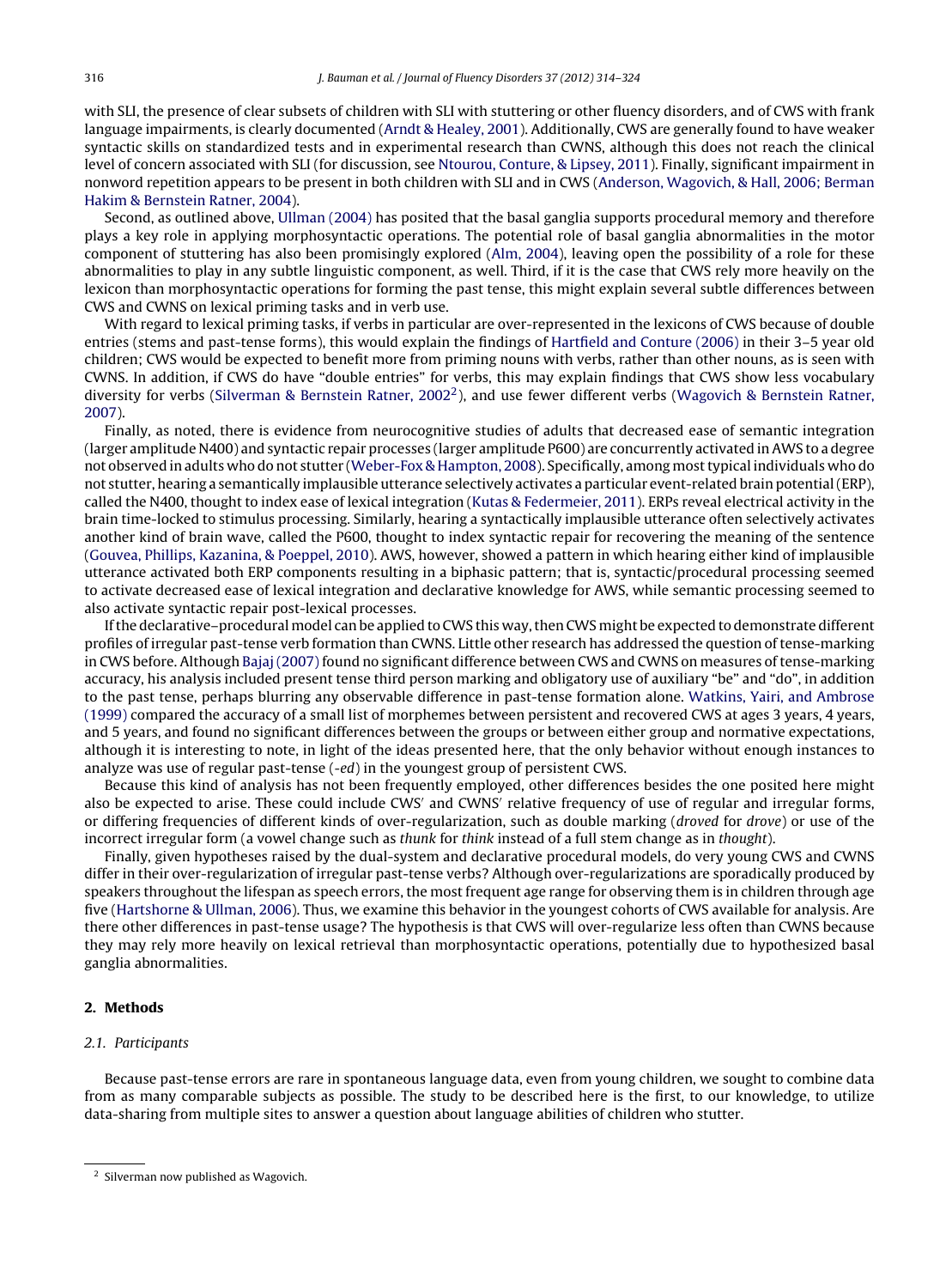with SLI, the presence of clear subsets of children with SLI with stuttering or other fluency disorders, and of CWS with frank language impairments, is clearly documented (Arndt & Healey, 2001). Additionally, CWS are generally found to have weaker syntactic skills on standardized tests and in experimental research than CWNS, although this does not reach the clinical level of concern associated with SLI (for discussion, see Ntourou, Conture, & Lipsey, 2011). Finally, significant impairment in nonword repetition appears to be present in both children with SLI and in CWS (Anderson, Wagovich, & Hall, 2006; Berman Hakim & Bernstein Ratner, 2004).

Second, as outlined above, Ullman (2004) has posited that the basal ganglia supports procedural memory and therefore plays a key role in applying morphosyntactic operations. The potential role of basal ganglia abnormalities in the motor component of stuttering has also been promisingly explored (Alm, 2004), leaving open the possibility of a role for these abnormalities to play in any subtle linguistic component, as well. Third, if it is the case that CWS rely more heavily on the lexicon than morphosyntactic operations for forming the past tense, this might explain several subtle differences between CWS and CWNS on lexical priming tasks and in verb use.

With regard to lexical priming tasks, if verbs in particular are over-represented in the lexicons of CWS because of double entries (stems and past-tense forms), this would explain the findings of Hartfield and Conture (2006) in their 3–5 year old children; CWS would be expected to benefit more from priming nouns with verbs, rather than other nouns, as is seen with CWNS. In addition, if CWS do have "double entries" for verbs, this may explain findings that CWS show less vocabulary diversity for verbs (Silverman & Bernstein Ratner, 2002[2]), and use fewer different verbs (Wagovich & Bernstein Ratner, 2007).

Finally, as noted, there is evidence from neurocognitive studies of adults that decreased ease of semantic integration (larger amplitude N400) and syntactic repair processes (larger amplitude P600) are concurrently activated in AWS to a degree not observed in adults who do not stutter (Weber-Fox & Hampton, 2008). Specifically, among most typical individuals who do not stutter, hearing a semantically implausible utterance selectively activates a particular event-related brain potential (ERP), called the N400, thought to index ease of lexical integration (Kutas & Federmeier, 2011). ERPs reveal electrical activity in the brain time-locked to stimulus processing. Similarly, hearing a syntactically implausible utterance often selectively activates another kind of brain wave, called the P600, thought to index syntactic repair for recovering the meaning of the sentence (Gouvea, Phillips, Kazanina, & Poeppel, 2010). AWS, however, showed a pattern in which hearing either kind of implausible utterance activated both ERP components resulting in a biphasic pattern; that is, syntactic/procedural processing seemed to activate decreased ease of lexical integration and declarative knowledge for AWS, while semantic processing seemed to also activate syntactic repair post-lexical processes.

If the declarative–procedural model can be applied to CWS this way, then CWS might be expected to demonstrate different profiles of irregular past-tense verb formation than CWNS. Little other research has addressed the question of tense-marking in CWS before. Although Bajaj (2007) found no significant difference between CWS and CWNS on measures of tense-marking accuracy, his analysis included present tense third person marking and obligatory use of auxiliary "be" and "do", in addition to the past tense, perhaps blurring any observable difference in past-tense formation alone. Watkins, Yairi, and Ambrose (1999) compared the accuracy of a small list of morphemes between persistent and recovered CWS at ages 3 years, 4 years, and 5 years, and found no significant differences between the groups or between either group and normative expectations, although it is interesting to note, in light of the ideas presented here, that the only behavior without enough instances to analyze was use of regular past-tense (*-ed*) in the youngest group of persistent CWS.

Because this kind of analysis has not been frequently employed, other differences besides the one posited here might also be expected to arise. These could include CWS′ and CWNS′ relative frequency of use of regular and irregular forms, or differing frequencies of different kinds of over-regularization, such as double marking (*droved* for *drove*) or use of the incorrect irregular form (a vowel change such as *thunk* for *think* instead of a full stem change as in *thought*).

Finally, given hypotheses raised by the dual-system and declarative procedural models, do very young CWS and CWNS differ in their over-regularization of irregular past-tense verbs? Although over-regularizations are sporadically produced by speakers throughout the lifespan as speech errors, the most frequent age range for observing them is in children through age five (Hartshorne & Ullman, 2006). Thus, we examine this behavior in the youngest cohorts of CWS available for analysis. Are there other differences in past-tense usage? The hypothesis is that CWS will over-regularize less often than CWNS because they may rely more heavily on lexical retrieval than morphosyntactic operations, potentially due to hypothesized basal ganglia abnormalities.

## 2. Methods

### 2.1. Participants

Because past-tense errors are rare in spontaneous language data, even from young children, we sought to combine data from as many comparable subjects as possible. The study to be described here is the first, to our knowledge, to utilize data-sharing from multiple sites to answer a question about language abilities of children who stutter.

[2] Silverman now published as Wagovich.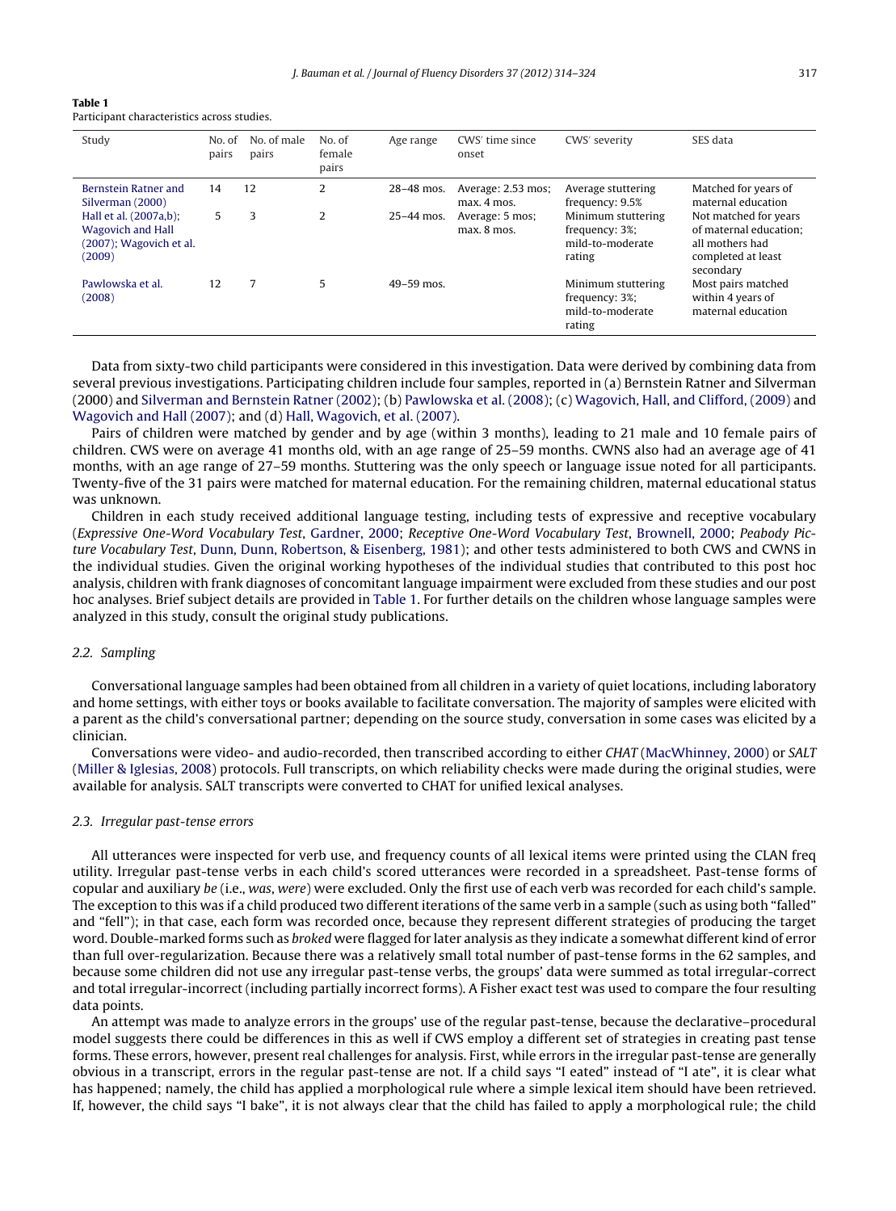**Table 1**
Participant characteristics across studies.

| Study | No. of pairs | No. of male pairs | No. of female pairs | Age range | CWS' time since onset | CWS' severity | SES data |
|---|---|---|---|---|---|---|---|
| Bernstein Ratner and Silverman (2000) | 14 | 12 | 2 | 28–48 mos. | Average: 2.53 mos; max. 4 mos. | Average stuttering frequency: 9.5% | Matched for years of maternal education |
| Hall et al. (2007a,b); Wagovich and Hall (2007); Wagovich et al. (2009) | 5 | 3 | 2 | 25–44 mos. | Average: 5 mos; max. 8 mos. | Minimum stuttering frequency: 3%; mild-to-moderate rating | Not matched for years of maternal education; all mothers had completed at least secondary |
| Pawlowska et al. (2008) | 12 | 7 | 5 | 49–59 mos. | | Minimum stuttering frequency: 3%; mild-to-moderate rating | Most pairs matched within 4 years of maternal education |

Data from sixty-two child participants were considered in this investigation. Data were derived by combining data from several previous investigations. Participating children include four samples, reported in (a) Bernstein Ratner and Silverman (2000) and Silverman and Bernstein Ratner (2002); (b) Pawlowska et al. (2008); (c) Wagovich, Hall, and Clifford, (2009) and Wagovich and Hall (2007); and (d) Hall, Wagovich, et al. (2007).

Pairs of children were matched by gender and by age (within 3 months), leading to 21 male and 10 female pairs of children. CWS were on average 41 months old, with an age range of 25–59 months. CWNS also had an average age of 41 months, with an age range of 27–59 months. Stuttering was the only speech or language issue noted for all participants. Twenty-five of the 31 pairs were matched for maternal education. For the remaining children, maternal educational status was unknown.

Children in each study received additional language testing, including tests of expressive and receptive vocabulary (*Expressive One-Word Vocabulary Test*, Gardner, 2000; *Receptive One-Word Vocabulary Test*, Brownell, 2000; *Peabody Picture Vocabulary Test*, Dunn, Dunn, Robertson, & Eisenberg, 1981); and other tests administered to both CWS and CWNS in the individual studies. Given the original working hypotheses of the individual studies that contributed to this post hoc analysis, children with frank diagnoses of concomitant language impairment were excluded from these studies and our post hoc analyses. Brief subject details are provided in Table 1. For further details on the children whose language samples were analyzed in this study, consult the original study publications.

### 2.2. Sampling

Conversational language samples had been obtained from all children in a variety of quiet locations, including laboratory and home settings, with either toys or books available to facilitate conversation. The majority of samples were elicited with a parent as the child's conversational partner; depending on the source study, conversation in some cases was elicited by a clinician.

Conversations were video- and audio-recorded, then transcribed according to either *CHAT* (MacWhinney, 2000) or *SALT* (Miller & Iglesias, 2008) protocols. Full transcripts, on which reliability checks were made during the original studies, were available for analysis. SALT transcripts were converted to CHAT for unified lexical analyses.

### 2.3. Irregular past-tense errors

All utterances were inspected for verb use, and frequency counts of all lexical items were printed using the CLAN freq utility. Irregular past-tense verbs in each child's scored utterances were recorded in a spreadsheet. Past-tense forms of copular and auxiliary *be* (i.e., *was*, *were*) were excluded. Only the first use of each verb was recorded for each child's sample. The exception to this was if a child produced two different iterations of the same verb in a sample (such as using both "falled" and "fell"); in that case, each form was recorded once, because they represent different strategies of producing the target word. Double-marked forms such as *broked* were flagged for later analysis as they indicate a somewhat different kind of error than full over-regularization. Because there was a relatively small total number of past-tense forms in the 62 samples, and because some children did not use any irregular past-tense verbs, the groups' data were summed as total irregular-correct and total irregular-incorrect (including partially incorrect forms). A Fisher exact test was used to compare the four resulting data points.

An attempt was made to analyze errors in the groups' use of the regular past-tense, because the declarative–procedural model suggests there could be differences in this as well if CWS employ a different set of strategies in creating past tense forms. These errors, however, present real challenges for analysis. First, while errors in the irregular past-tense are generally obvious in a transcript, errors in the regular past-tense are not. If a child says "I eated" instead of "I ate", it is clear what has happened; namely, the child has applied a morphological rule where a simple lexical item should have been retrieved. If, however, the child says "I bake", it is not always clear that the child has failed to apply a morphological rule; the child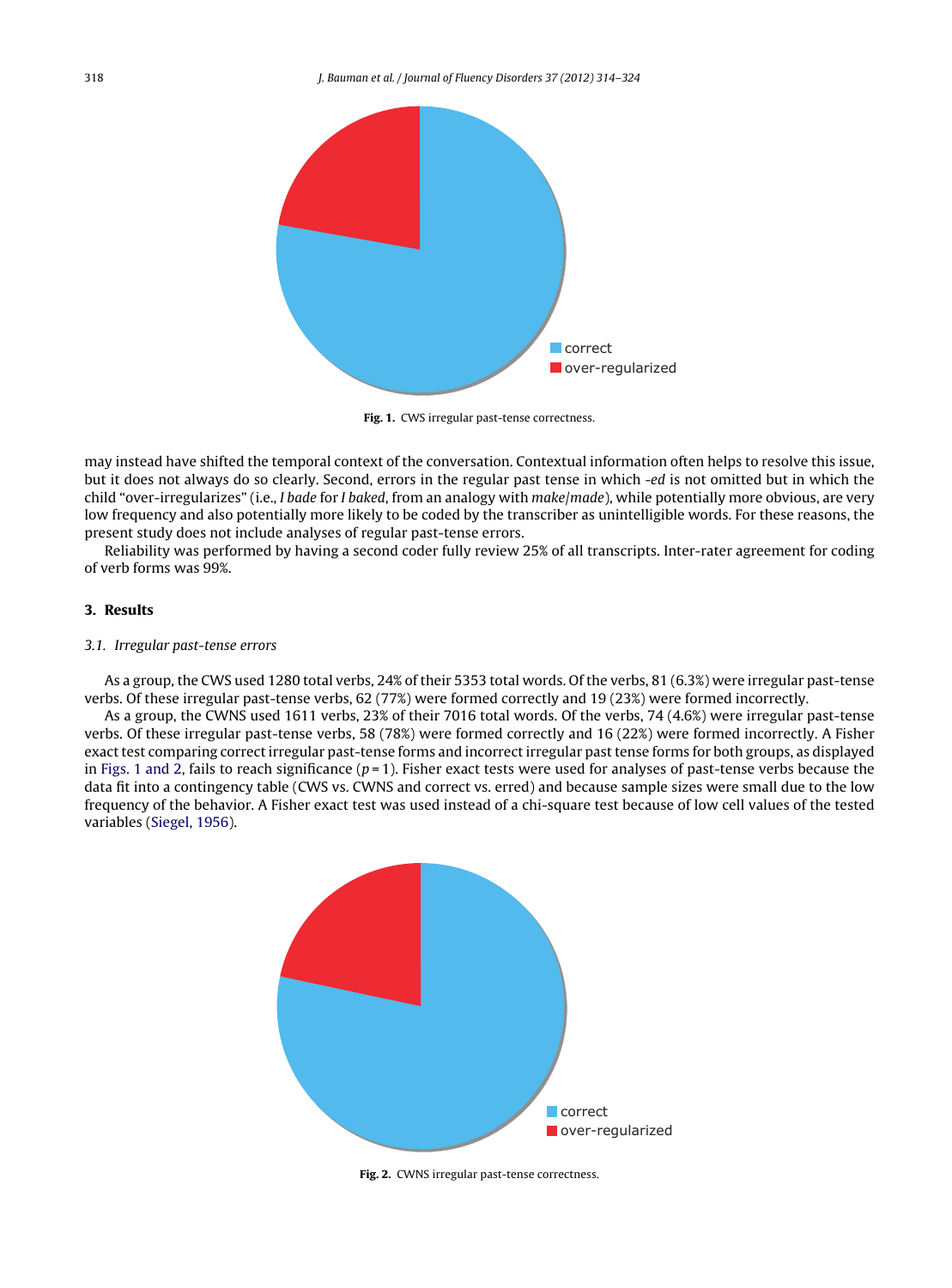Fig. 1. CWS irregular past-tense correctness.

may instead have shifted the temporal context of the conversation. Contextual information often helps to resolve this issue, but it does not always do so clearly. Second, errors in the regular past tense in which *-ed* is not omitted but in which the child "over-irregularizes" (i.e., *I bade* for *I baked*, from an analogy with *make/made*), while potentially more obvious, are very low frequency and also potentially more likely to be coded by the transcriber as unintelligible words. For these reasons, the present study does not include analyses of regular past-tense errors.

Reliability was performed by having a second coder fully review 25% of all transcripts. Inter-rater agreement for coding of verb forms was 99%.

## 3. Results

### 3.1. Irregular past-tense errors

As a group, the CWS used 1280 total verbs, 24% of their 5353 total words. Of the verbs, 81 (6.3%) were irregular past-tense verbs. Of these irregular past-tense verbs, 62 (77%) were formed correctly and 19 (23%) were formed incorrectly.

As a group, the CWNS used 1611 verbs, 23% of their 7016 total words. Of the verbs, 74 (4.6%) were irregular past-tense verbs. Of these irregular past-tense verbs, 58 (78%) were formed correctly and 16 (22%) were formed incorrectly. A Fisher exact test comparing correct irregular past-tense forms and incorrect irregular past tense forms for both groups, as displayed in Figs. 1 and 2, fails to reach significance ($p = 1$). Fisher exact tests were used for analyses of past-tense verbs because the data fit into a contingency table (CWS vs. CWNS and correct vs. erred) and because sample sizes were small due to the low frequency of the behavior. A Fisher exact test was used instead of a chi-square test because of low cell values of the tested variables (Siegel, 1956).

Fig. 2. CWNS irregular past-tense correctness.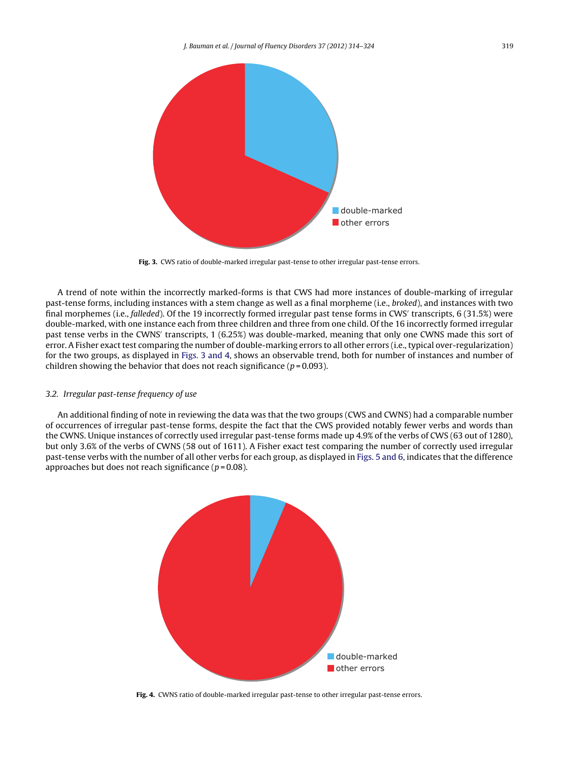Fig. 3. CWS ratio of double-marked irregular past-tense to other irregular past-tense errors.

A trend of note within the incorrectly marked-forms is that CWS had more instances of double-marking of irregular past-tense forms, including instances with a stem change as well as a final morpheme (i.e., *broked*), and instances with two final morphemes (i.e., *falleded*). Of the 19 incorrectly formed irregular past tense forms in CWS′ transcripts, 6 (31.5%) were double-marked, with one instance each from three children and three from one child. Of the 16 incorrectly formed irregular past tense verbs in the CWNS′ transcripts, 1 (6.25%) was double-marked, meaning that only one CWNS made this sort of error. A Fisher exact test comparing the number of double-marking errors to all other errors (i.e., typical over-regularization) for the two groups, as displayed in Figs. 3 and 4, shows an observable trend, both for number of instances and number of children showing the behavior that does not reach significance ($p = 0.093$).

### 3.2. Irregular past-tense frequency of use

An additional finding of note in reviewing the data was that the two groups (CWS and CWNS) had a comparable number of occurrences of irregular past-tense forms, despite the fact that the CWS provided notably fewer verbs and words than the CWNS. Unique instances of correctly used irregular past-tense forms made up 4.9% of the verbs of CWS (63 out of 1280), but only 3.6% of the verbs of CWNS (58 out of 1611). A Fisher exact test comparing the number of correctly used irregular past-tense verbs with the number of all other verbs for each group, as displayed in Figs. 5 and 6, indicates that the difference approaches but does not reach significance ($p = 0.08$).

Fig. 4. CWNS ratio of double-marked irregular past-tense to other irregular past-tense errors.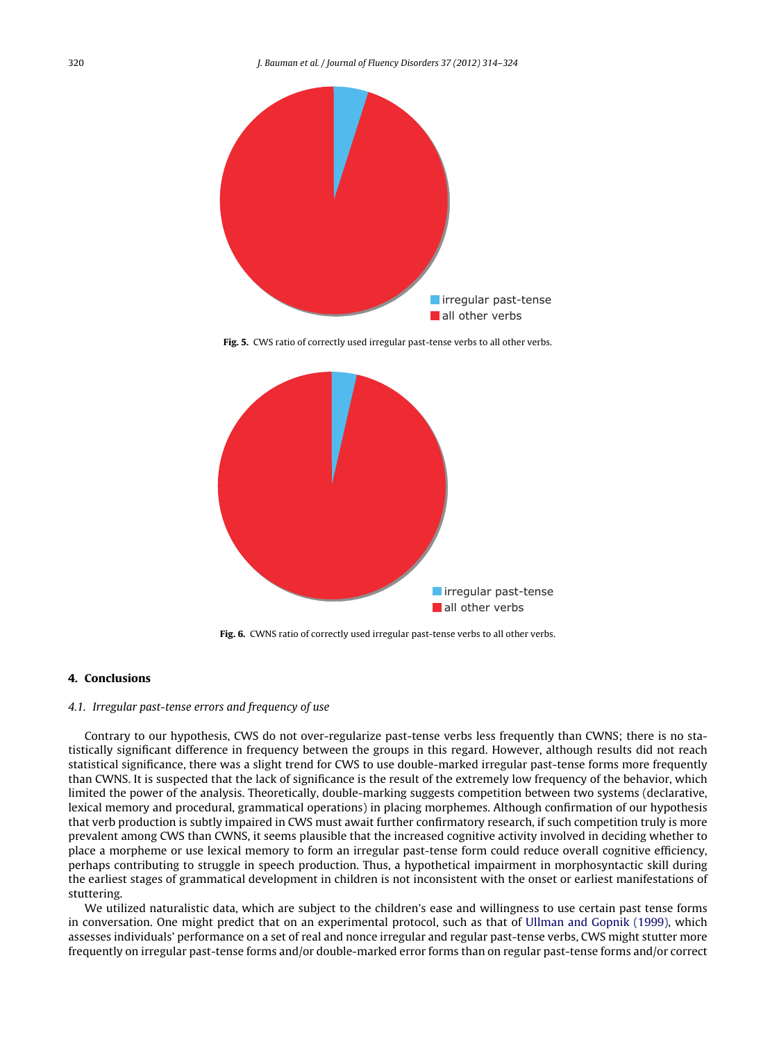irregular past-tense
all other verbs

**Fig. 5.** CWS ratio of correctly used irregular past-tense verbs to all other verbs.

irregular past-tense
all other verbs

**Fig. 6.** CWNS ratio of correctly used irregular past-tense verbs to all other verbs.

## 4. Conclusions

### *4.1. Irregular past-tense errors and frequency of use*

Contrary to our hypothesis, CWS do not over-regularize past-tense verbs less frequently than CWNS; there is no statistically significant difference in frequency between the groups in this regard. However, although results did not reach statistical significance, there was a slight trend for CWS to use double-marked irregular past-tense forms more frequently than CWNS. It is suspected that the lack of significance is the result of the extremely low frequency of the behavior, which limited the power of the analysis. Theoretically, double-marking suggests competition between two systems (declarative, lexical memory and procedural, grammatical operations) in placing morphemes. Although confirmation of our hypothesis that verb production is subtly impaired in CWS must await further confirmatory research, if such competition truly is more prevalent among CWS than CWNS, it seems plausible that the increased cognitive activity involved in deciding whether to place a morpheme or use lexical memory to form an irregular past-tense form could reduce overall cognitive efficiency, perhaps contributing to struggle in speech production. Thus, a hypothetical impairment in morphosyntactic skill during the earliest stages of grammatical development in children is not inconsistent with the onset or earliest manifestations of stuttering.

We utilized naturalistic data, which are subject to the children's ease and willingness to use certain past tense forms in conversation. One might predict that on an experimental protocol, such as that of Ullman and Gopnik (1999), which assesses individuals' performance on a set of real and nonce irregular and regular past-tense verbs, CWS might stutter more frequently on irregular past-tense forms and/or double-marked error forms than on regular past-tense forms and/or correct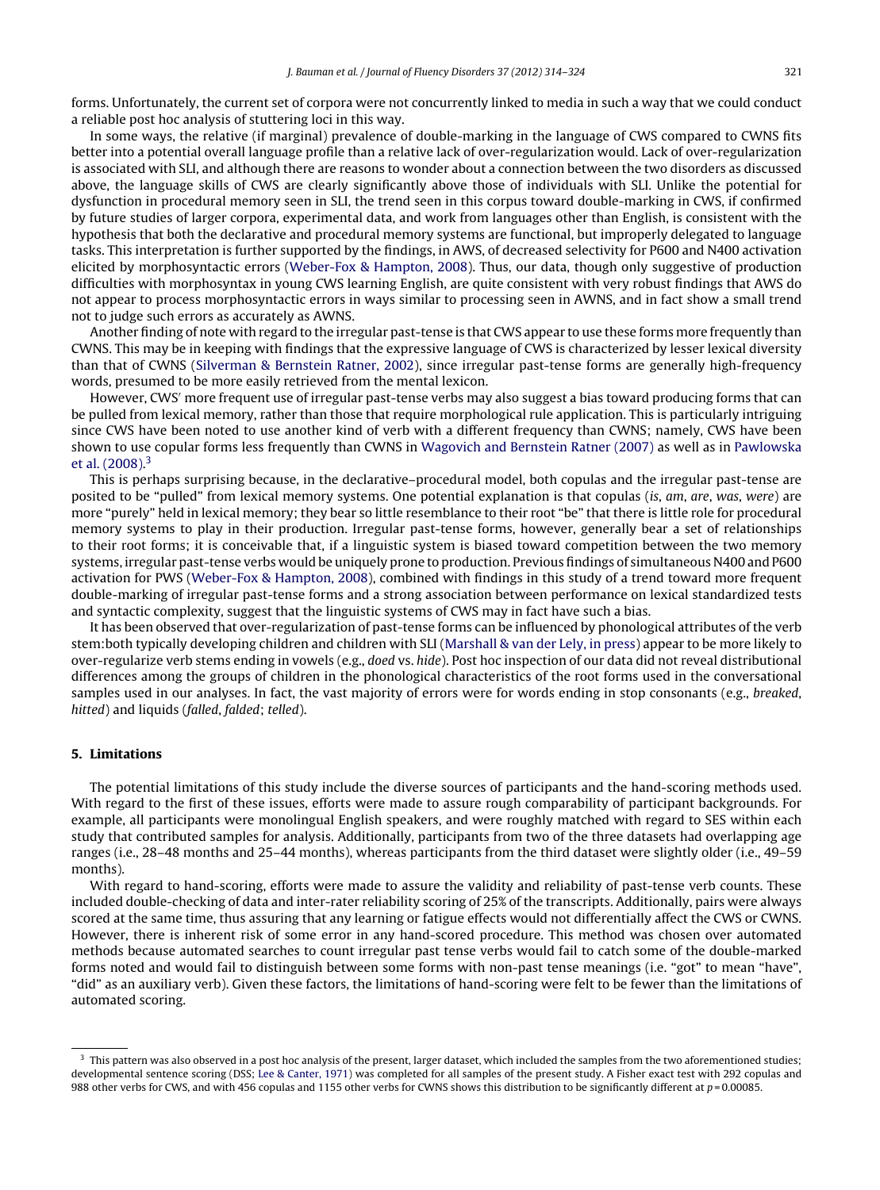forms. Unfortunately, the current set of corpora were not concurrently linked to media in such a way that we could conduct a reliable post hoc analysis of stuttering loci in this way.

In some ways, the relative (if marginal) prevalence of double-marking in the language of CWS compared to CWNS fits better into a potential overall language profile than a relative lack of over-regularization would. Lack of over-regularization is associated with SLI, and although there are reasons to wonder about a connection between the two disorders as discussed above, the language skills of CWS are clearly significantly above those of individuals with SLI. Unlike the potential for dysfunction in procedural memory seen in SLI, the trend seen in this corpus toward double-marking in CWS, if confirmed by future studies of larger corpora, experimental data, and work from languages other than English, is consistent with the hypothesis that both the declarative and procedural memory systems are functional, but improperly delegated to language tasks. This interpretation is further supported by the findings, in AWS, of decreased selectivity for P600 and N400 activation elicited by morphosyntactic errors (Weber-Fox & Hampton, 2008). Thus, our data, though only suggestive of production difficulties with morphosyntax in young CWS learning English, are quite consistent with very robust findings that AWS do not appear to process morphosyntactic errors in ways similar to processing seen in AWNS, and in fact show a small trend not to judge such errors as accurately as AWNS.

Another finding of note with regard to the irregular past-tense is that CWS appear to use these forms more frequently than CWNS. This may be in keeping with findings that the expressive language of CWS is characterized by lesser lexical diversity than that of CWNS (Silverman & Bernstein Ratner, 2002), since irregular past-tense forms are generally high-frequency words, presumed to be more easily retrieved from the mental lexicon.

However, CWS′ more frequent use of irregular past-tense verbs may also suggest a bias toward producing forms that can be pulled from lexical memory, rather than those that require morphological rule application. This is particularly intriguing since CWS have been noted to use another kind of verb with a different frequency than CWNS; namely, CWS have been shown to use copular forms less frequently than CWNS in Wagovich and Bernstein Ratner (2007) as well as in Pawlowska et al. (2008).[3]

This is perhaps surprising because, in the declarative–procedural model, both copulas and the irregular past-tense are posited to be "pulled" from lexical memory systems. One potential explanation is that copulas (*is*, *am*, *are*, *was*, *were*) are more "purely" held in lexical memory; they bear so little resemblance to their root "be" that there is little role for procedural memory systems to play in their production. Irregular past-tense forms, however, generally bear a set of relationships to their root forms; it is conceivable that, if a linguistic system is biased toward competition between the two memory systems, irregular past-tense verbs would be uniquely prone to production. Previous findings of simultaneous N400 and P600 activation for PWS (Weber-Fox & Hampton, 2008), combined with findings in this study of a trend toward more frequent double-marking of irregular past-tense forms and a strong association between performance on lexical standardized tests and syntactic complexity, suggest that the linguistic systems of CWS may in fact have such a bias.

It has been observed that over-regularization of past-tense forms can be influenced by phonological attributes of the verb stem:both typically developing children and children with SLI (Marshall & van der Lely, in press) appear to be more likely to over-regularize verb stems ending in vowels (e.g., *doed* vs. *hide*). Post hoc inspection of our data did not reveal distributional differences among the groups of children in the phonological characteristics of the root forms used in the conversational samples used in our analyses. In fact, the vast majority of errors were for words ending in stop consonants (e.g., *breaked*, *hitted*) and liquids (*falled*, *falded*; *telled*).

## 5. Limitations

The potential limitations of this study include the diverse sources of participants and the hand-scoring methods used. With regard to the first of these issues, efforts were made to assure rough comparability of participant backgrounds. For example, all participants were monolingual English speakers, and were roughly matched with regard to SES within each study that contributed samples for analysis. Additionally, participants from two of the three datasets had overlapping age ranges (i.e., 28–48 months and 25–44 months), whereas participants from the third dataset were slightly older (i.e., 49–59 months).

With regard to hand-scoring, efforts were made to assure the validity and reliability of past-tense verb counts. These included double-checking of data and inter-rater reliability scoring of 25% of the transcripts. Additionally, pairs were always scored at the same time, thus assuring that any learning or fatigue effects would not differentially affect the CWS or CWNS. However, there is inherent risk of some error in any hand-scored procedure. This method was chosen over automated methods because automated searches to count irregular past tense verbs would fail to catch some of the double-marked forms noted and would fail to distinguish between some forms with non-past tense meanings (i.e. "got" to mean "have", "did" as an auxiliary verb). Given these factors, the limitations of hand-scoring were felt to be fewer than the limitations of automated scoring.

---

[3] This pattern was also observed in a post hoc analysis of the present, larger dataset, which included the samples from the two aforementioned studies; developmental sentence scoring (DSS; Lee & Canter, 1971) was completed for all samples of the present study. A Fisher exact test with 292 copulas and 988 other verbs for CWS, and with 456 copulas and 1155 other verbs for CWNS shows this distribution to be significantly different at $p = 0.00085$.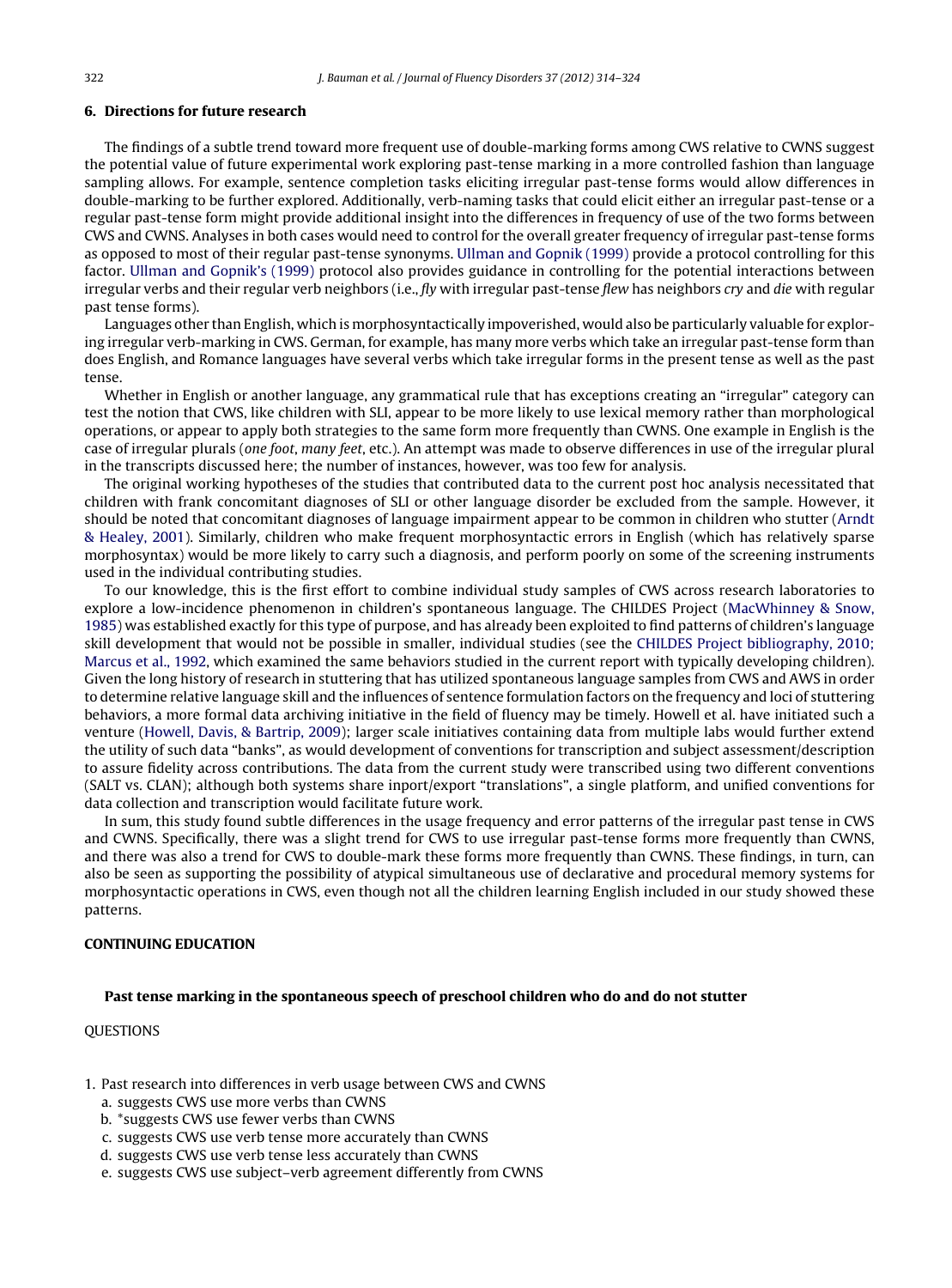## 6. Directions for future research

The findings of a subtle trend toward more frequent use of double-marking forms among CWS relative to CWNS suggest the potential value of future experimental work exploring past-tense marking in a more controlled fashion than language sampling allows. For example, sentence completion tasks eliciting irregular past-tense forms would allow differences in double-marking to be further explored. Additionally, verb-naming tasks that could elicit either an irregular past-tense or a regular past-tense form might provide additional insight into the differences in frequency of use of the two forms between CWS and CWNS. Analyses in both cases would need to control for the overall greater frequency of irregular past-tense forms as opposed to most of their regular past-tense synonyms. Ullman and Gopnik (1999) provide a protocol controlling for this factor. Ullman and Gopnik's (1999) protocol also provides guidance in controlling for the potential interactions between irregular verbs and their regular verb neighbors (i.e., *fly* with irregular past-tense *flew* has neighbors *cry* and *die* with regular past tense forms).

Languages other than English, which is morphosyntactically impoverished, would also be particularly valuable for exploring irregular verb-marking in CWS. German, for example, has many more verbs which take an irregular past-tense form than does English, and Romance languages have several verbs which take irregular forms in the present tense as well as the past tense.

Whether in English or another language, any grammatical rule that has exceptions creating an "irregular" category can test the notion that CWS, like children with SLI, appear to be more likely to use lexical memory rather than morphological operations, or appear to apply both strategies to the same form more frequently than CWNS. One example in English is the case of irregular plurals (*one foot*, *many feet*, etc.). An attempt was made to observe differences in use of the irregular plural in the transcripts discussed here; the number of instances, however, was too few for analysis.

The original working hypotheses of the studies that contributed data to the current post hoc analysis necessitated that children with frank concomitant diagnoses of SLI or other language disorder be excluded from the sample. However, it should be noted that concomitant diagnoses of language impairment appear to be common in children who stutter (Arndt & Healey, 2001). Similarly, children who make frequent morphosyntactic errors in English (which has relatively sparse morphosyntax) would be more likely to carry such a diagnosis, and perform poorly on some of the screening instruments used in the individual contributing studies.

To our knowledge, this is the first effort to combine individual study samples of CWS across research laboratories to explore a low-incidence phenomenon in children's spontaneous language. The CHILDES Project (MacWhinney & Snow, 1985) was established exactly for this type of purpose, and has already been exploited to find patterns of children's language skill development that would not be possible in smaller, individual studies (see the CHILDES Project bibliography, 2010; Marcus et al., 1992, which examined the same behaviors studied in the current report with typically developing children). Given the long history of research in stuttering that has utilized spontaneous language samples from CWS and AWS in order to determine relative language skill and the influences of sentence formulation factors on the frequency and loci of stuttering behaviors, a more formal data archiving initiative in the field of fluency may be timely. Howell et al. have initiated such a venture (Howell, Davis, & Bartrip, 2009); larger scale initiatives containing data from multiple labs would further extend the utility of such data "banks", as would development of conventions for transcription and subject assessment/description to assure fidelity across contributions. The data from the current study were transcribed using two different conventions (SALT vs. CLAN); although both systems share inport/export "translations", a single platform, and unified conventions for data collection and transcription would facilitate future work.

In sum, this study found subtle differences in the usage frequency and error patterns of the irregular past tense in CWS and CWNS. Specifically, there was a slight trend for CWS to use irregular past-tense forms more frequently than CWNS, and there was also a trend for CWS to double-mark these forms more frequently than CWNS. These findings, in turn, can also be seen as supporting the possibility of atypical simultaneous use of declarative and procedural memory systems for morphosyntactic operations in CWS, even though not all the children learning English included in our study showed these patterns.

## CONTINUING EDUCATION

### Past tense marking in the spontaneous speech of preschool children who do and do not stutter

QUESTIONS

1. Past research into differences in verb usage between CWS and CWNS
   a. suggests CWS use more verbs than CWNS
   b. *suggests CWS use fewer verbs than CWNS
   c. suggests CWS use verb tense more accurately than CWNS
   d. suggests CWS use verb tense less accurately than CWNS
   e. suggests CWS use subject–verb agreement differently from CWNS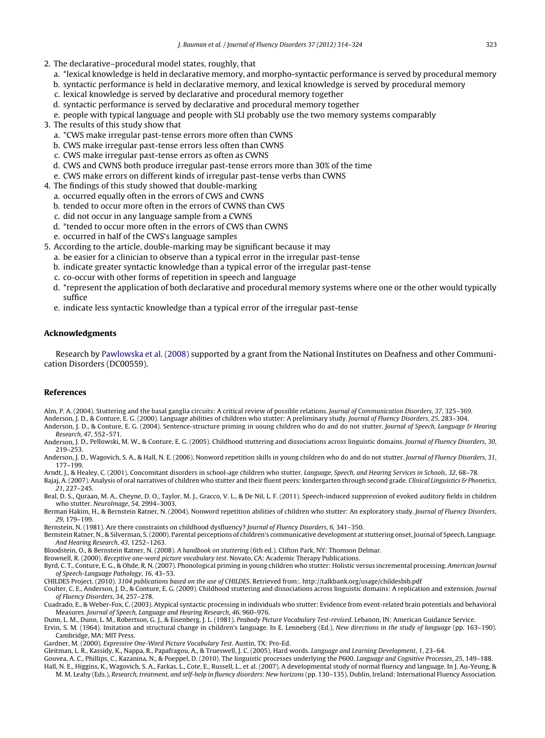2. The declarative–procedural model states, roughly, that
   a. *lexical knowledge is held in declarative memory, and morpho-syntactic performance is served by procedural memory
   b. syntactic performance is held in declarative memory, and lexical knowledge is served by procedural memory
   c. lexical knowledge is served by declarative and procedural memory together
   d. syntactic performance is served by declarative and procedural memory together
   e. people with typical language and people with SLI probably use the two memory systems comparably
3. The results of this study show that
   a. *CWS make irregular past-tense errors more often than CWNS
   b. CWS make irregular past-tense errors less often than CWNS
   c. CWS make irregular past-tense errors as often as CWNS
   d. CWS and CWNS both produce irregular past-tense errors more than 30% of the time
   e. CWS make errors on different kinds of irregular past-tense verbs than CWNS
4. The findings of this study showed that double-marking
   a. occurred equally often in the errors of CWS and CWNS
   b. tended to occur more often in the errors of CWNS than CWS
   c. did not occur in any language sample from a CWNS
   d. *tended to occur more often in the errors of CWS than CWNS
   e. occurred in half of the CWS's language samples
5. According to the article, double-marking may be significant because it may
   a. be easier for a clinician to observe than a typical error in the irregular past-tense
   b. indicate greater syntactic knowledge than a typical error of the irregular past-tense
   c. co-occur with other forms of repetition in speech and language
   d. *represent the application of both declarative and procedural memory systems where one or the other would typically suffice
   e. indicate less syntactic knowledge than a typical error of the irregular past-tense

## Acknowledgments

Research by Pawlowska et al. (2008) supported by a grant from the National Institutes on Deafness and other Communication Disorders (DC00559).

## References

Alm, P. A. (2004). Stuttering and the basal ganglia circuits: A critical review of possible relations. *Journal of Communication Disorders*, *37*, 325–369.

Anderson, J. D., & Conture, E. G. (2000). Language abilities of children who stutter: A preliminary study. *Journal of Fluency Disorders*, *25*, 283–304.

Anderson, J. D., & Conture, E. G. (2004). Sentence-structure priming in uoung children who do and do not stutter. *Journal of Speech, Language & Hearing Research*, *47*, 552–571.

Anderson, J. D., Pellowski, M. W., & Conture, E. G. (2005). Childhood stuttering and dissociations across linguistic domains. *Journal of Fluency Disorders*, *30*, 219–253.

Anderson, J. D., Wagovich, S. A., & Hall, N. E. (2006). Nonword repetition skills in young children who do and do not stutter. *Journal of Fluency Disorders*, *31*, 177–199.

Arndt, J., & Healey, C. (2001). Concomitant disorders in school-age children who stutter. *Language, Speech, and Hearing Services in Schools*, *32*, 68–78.

Bajaj, A. (2007). Analysis of oral narratives of children who stutter and their fluent peers: kindergarten through second grade. *Clinical Linguistics & Phonetics*, *21*, 227–245.

Beal, D. S., Quraan, M. A., Cheyne, D. O., Taylor, M. J., Gracco, V. L., & De Nil, L. F. (2011). Speech-induced suppression of evoked auditory fields in children who stutter. *NeuroImage*, *54*, 2994–3003.

Berman Hakim, H., & Bernstein Ratner, N. (2004). Nonword repetition abilities of children who stutter: An exploratory study. *Journal of Fluency Disorders*, *29*, 179–199.

Bernstein, N. (1981). Are there constraints on childhood dysfluency? *Journal of Fluency Disorders*, *6*, 341–350.

Bernstein Ratner, N., & Silverman, S. (2000). Parental perceptions of children's communicative development at stuttering onset, Journal of Speech, Language. *And Hearing Research*, *43*, 1252–1263.

Bloodstein, O., & Bernstein Ratner, N. (2008). *A handbook on stuttering* (6th ed.). Clifton Park, NY: Thomson Delmar.

Brownell, R. (2000). *Receptive one-word picture vocabulary test*. Novato, CA: Academic Therapy Publications.

Byrd, C. T., Conture, E. G., & Ohde, R. N. (2007). Phonological priming in young children who stutter: Holistic versus incremental processing. *American Journal of Speech-Language Pathology*, *16*, 43–53.

CHILDES Project. (2010). *3104 publications based on the use of CHILDES*. Retrieved from:. http://talkbank.org/usage/childesbib.pdf

Coulter, C. E., Anderson, J. D., & Conture, E. G. (2009). Childhood stuttering and dissociations across linguistic domains: A replication and extension. *Journal of Fluency Disorders*, *34*, 257–278.

Cuadrado, E., & Weber-Fox, C. (2003). Atypical syntactic processing in individuals who stutter: Evidence from event-related brain potentials and behavioral Measures. *Journal of Speech, Language and Hearing Research*, *46*, 960–976.

Dunn, L. M., Dunn, L. M., Robertson, G. J., & Eisenberg, J. L. (1981). *Peabody Picture Vocabulary Test-revised*. Lebanon, IN: American Guidance Service.

Ervin, S. M. (1964). Imitation and structural change in children's language. In E. Lenneberg (Ed.), *New directions in the study of language* (pp. 163–190). Cambridge, MA: MIT Press.

Gardner, M. (2000). *Expressive One-Word Picture Vocabulary Test*. Austin, TX: Pro-Ed.

Gleitman, L. R., Kassidy, K., Nappa, R., Papafragou, A., & Trueswell, J. C. (2005). Hard words. *Language and Learning Development*, *1*, 23–64.

Gouvea, A. C., Phillips, C., Kazanina, N., & Poeppel, D. (2010). The linguistic processes underlying the P600. *Language and Cognitive Processes*, *25*, 149–188.

Hall, N. E., Higgins, K., Wagovich, S. A., Farkas, L., Cote, E., Russell, L., et al. (2007). A developmental study of normal fluency and language. In J. Au-Yeung, & M. M. Leahy (Eds.), *Research, treatment, and self-help in fluency disorders: New horizons* (pp. 130–135). Dublin, Ireland: International Fluency Association.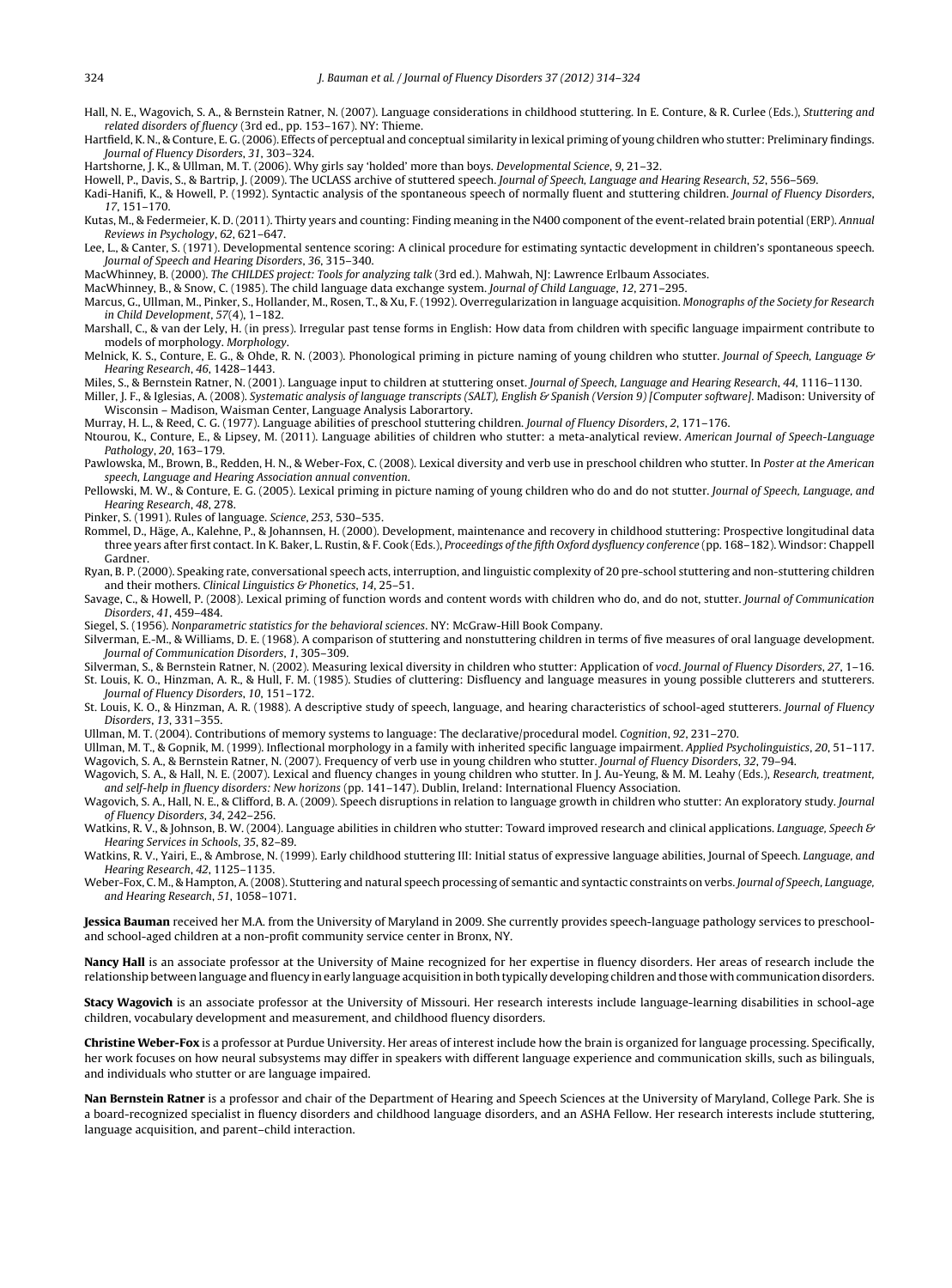Hall, N. E., Wagovich, S. A., & Bernstein Ratner, N. (2007). Language considerations in childhood stuttering. In E. Conture, & R. Curlee (Eds.), *Stuttering and related disorders of fluency* (3rd ed., pp. 153–167). NY: Thieme.

Hartfield, K. N., & Conture, E. G. (2006). Effects of perceptual and conceptual similarity in lexical priming of young children who stutter: Preliminary findings. *Journal of Fluency Disorders*, *31*, 303–324.

Hartshorne, J. K., & Ullman, M. T. (2006). Why girls say 'holded' more than boys. *Developmental Science*, *9*, 21–32.

Howell, P., Davis, S., & Bartrip, J. (2009). The UCLASS archive of stuttered speech. *Journal of Speech, Language and Hearing Research*, *52*, 556–569.

Kadi-Hanifi, K., & Howell, P. (1992). Syntactic analysis of the spontaneous speech of normally fluent and stuttering children. *Journal of Fluency Disorders*, *17*, 151–170.

Kutas, M., & Federmeier, K. D. (2011). Thirty years and counting: Finding meaning in the N400 component of the event-related brain potential (ERP). *Annual Reviews in Psychology*, *62*, 621–647.

Lee, L., & Canter, S. (1971). Developmental sentence scoring: A clinical procedure for estimating syntactic development in children's spontaneous speech. *Journal of Speech and Hearing Disorders*, *36*, 315–340.

MacWhinney, B. (2000). *The CHILDES project: Tools for analyzing talk* (3rd ed.). Mahwah, NJ: Lawrence Erlbaum Associates.

MacWhinney, B., & Snow, C. (1985). The child language data exchange system. *Journal of Child Language*, *12*, 271–295.

Marcus, G., Ullman, M., Pinker, S., Hollander, M., Rosen, T., & Xu, F. (1992). Overregularization in language acquisition. *Monographs of the Society for Research in Child Development*, *57*(4), 1–182.

Marshall, C., & van der Lely, H. (in press). Irregular past tense forms in English: How data from children with specific language impairment contribute to models of morphology. *Morphology*.

Melnick, K. S., Conture, E. G., & Ohde, R. N. (2003). Phonological priming in picture naming of young children who stutter. *Journal of Speech, Language & Hearing Research*, *46*, 1428–1443.

Miles, S., & Bernstein Ratner, N. (2001). Language input to children at stuttering onset. *Journal of Speech, Language and Hearing Research*, *44*, 1116–1130.

Miller, J. F., & Iglesias, A. (2008). *Systematic analysis of language transcripts (SALT), English & Spanish (Version 9) [Computer software]*. Madison: University of Wisconsin – Madison, Waisman Center, Language Analysis Laborartory.

Murray, H. L., & Reed, C. G. (1977). Language abilities of preschool stuttering children. *Journal of Fluency Disorders*, *2*, 171–176.

Ntourou, K., Conture, E., & Lipsey, M. (2011). Language abilities of children who stutter: a meta-analytical review. *American Journal of Speech-Language Pathology*, *20*, 163–179.

Pawlowska, M., Brown, B., Redden, H. N., & Weber-Fox, C. (2008). Lexical diversity and verb use in preschool children who stutter. In *Poster at the American speech, Language and Hearing Association annual convention*.

Pellowski, M. W., & Conture, E. G. (2005). Lexical priming in picture naming of young children who do and do not stutter. *Journal of Speech, Language, and Hearing Research*, *48*, 278.

Pinker, S. (1991). Rules of language. *Science*, *253*, 530–535.

Rommel, D.-M., Häge, A., Kalehne, P., & Johannsen, H. (2000). Development, maintenance and recovery in childhood stuttering: Prospective longitudinal data three years after first contact. In K. Baker, L. Rustin, & F. Cook (Eds.), *Proceedings of the fifth Oxford dysfluency conference* (pp. 168–182). Windsor: Chappell Gardner.

Ryan, B. P. (2000). Speaking rate, conversational speech acts, interruption, and linguistic complexity of 20 pre-school stuttering and non-stuttering children and their mothers. *Clinical Linguistics & Phonetics*, *14*, 25–51.

Savage, C., & Howell, P. (2008). Lexical priming of function words and content words with children who do, and do not, stutter. *Journal of Communication Disorders*, *41*, 459–484.

Siegel, S. (1956). *Nonparametric statistics for the behavioral sciences*. NY: McGraw-Hill Book Company.

Silverman, E.-M., & Williams, D. E. (1968). A comparison of stuttering and nonstuttering children in terms of five measures of oral language development. *Journal of Communication Disorders*, *1*, 305–309.

Silverman, S., & Bernstein Ratner, N. (2002). Measuring lexical diversity in children who stutter: Application of *vocd*. *Journal of Fluency Disorders*, *27*, 1–16.

St. Louis, K. O., Hinzman, A. R., & Hull, F. M. (1985). Studies of cluttering: Disfluency and language measures in young possible clutterers and stutterers. *Journal of Fluency Disorders*, *10*, 151–172.

St. Louis, K. O., & Hinzman, A. R. (1988). A descriptive study of speech, language, and hearing characteristics of school-aged stutterers. *Journal of Fluency Disorders*, *13*, 331–355.

Ullman, M. T. (2004). Contributions of memory systems to language: The declarative/procedural model. *Cognition*, *92*, 231–270.

Ullman, M. T., & Gopnik, M. (1999). Inflectional morphology in a family with inherited specific language impairment. *Applied Psycholinguistics*, *20*, 51–117.

Wagovich, S. A., & Bernstein Ratner, N. (2007). Frequency of verb use in young children who stutter. *Journal of Fluency Disorders*, *32*, 79–94.

Wagovich, S. A., & Hall, N. E. (2007). Lexical and fluency changes in young children who stutter. In J. Au-Yeung, & M. M. Leahy (Eds.), *Research, treatment, and self-help in fluency disorders: New horizons* (pp. 141–147). Dublin, Ireland: International Fluency Association.

Wagovich, S. A., Hall, N. E., & Clifford, B. A. (2009). Speech disruptions in relation to language growth in children who stutter: An exploratory study. *Journal of Fluency Disorders*, *34*, 242–256.

Watkins, R. V., & Johnson, B. W. (2004). Language abilities in children who stutter: Toward improved research and clinical applications. *Language, Speech & Hearing Services in Schools*, *35*, 82–89.

Watkins, R. V., Yairi, E., & Ambrose, N. (1999). Early childhood stuttering III: Initial status of expressive language abilities, Journal of Speech. *Language, and Hearing Research*, *42*, 1125–1135.

Weber-Fox, C. M., & Hampton, A. (2008). Stuttering and natural speech processing of semantic and syntactic constraints on verbs. *Journal of Speech, Language, and Hearing Research*, *51*, 1058–1071.

**Jessica Bauman** received her M.A. from the University of Maryland in 2009. She currently provides speech-language pathology services to preschool- and school-aged children at a non-profit community service center in Bronx, NY.

**Nancy Hall** is an associate professor at the University of Maine recognized for her expertise in fluency disorders. Her areas of research include the relationship between language and fluency in early language acquisition in both typically developing children and those with communication disorders.

**Stacy Wagovich** is an associate professor at the University of Missouri. Her research interests include language-learning disabilities in school-age children, vocabulary development and measurement, and childhood fluency disorders.

**Christine Weber-Fox** is a professor at Purdue University. Her areas of interest include how the brain is organized for language processing. Specifically, her work focuses on how neural subsystems may differ in speakers with different language experience and communication skills, such as bilinguals, and individuals who stutter or are language impaired.

**Nan Bernstein Ratner** is a professor and chair of the Department of Hearing and Speech Sciences at the University of Maryland, College Park. She is a board-recognized specialist in fluency disorders and childhood language disorders, and an ASHA Fellow. Her research interests include stuttering, language acquisition, and parent–child interaction.